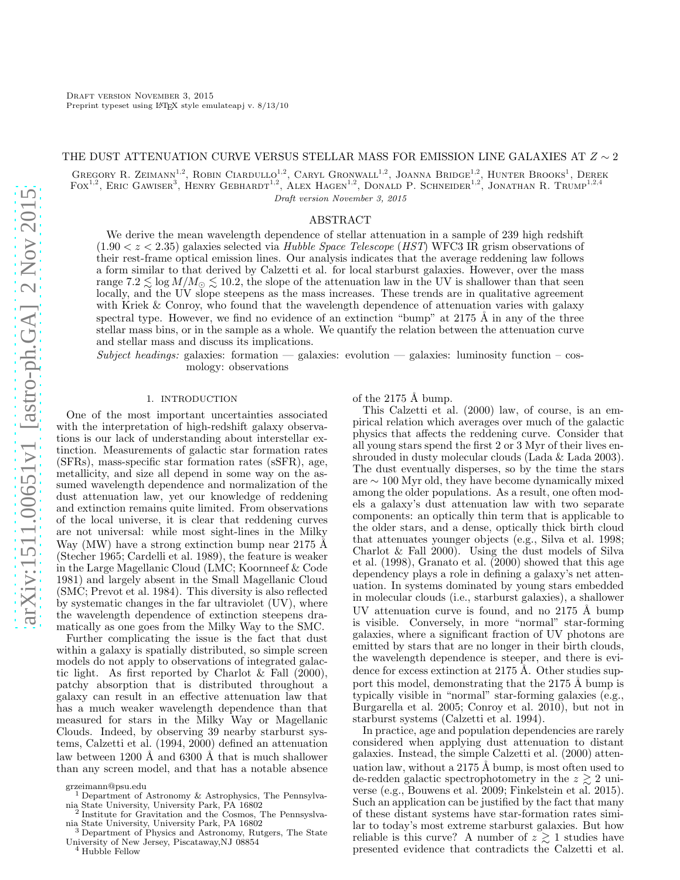Draft version November 3, 2015
Preprint typeset using LaTeX style emulateapj v. 8/13/10

# THE DUST ATTENUATION CURVE VERSUS STELLAR MASS FOR EMISSION LINE GALAXIES AT $Z \sim 2$

Gregory R. Zeimann[1,2], Robin Ciardullo[1,2], Caryl Gronwall[1,2], Joanna Bridge[1,2], Hunter Brooks[1], Derek Fox[1,2], Eric Gawiser[3], Henry Gebhardt[1,2], Alex Hagen[1,2], Donald P. Schneider[1,2], Jonathan R. Trump[1,2,4]

*Draft version November 3, 2015*

## ABSTRACT

We derive the mean wavelength dependence of stellar attenuation in a sample of 239 high redshift ($1.90 < z < 2.35$) galaxies selected via *Hubble Space Telescope* (*HST*) WFC3 IR grism observations of their rest-frame optical emission lines. Our analysis indicates that the average reddening law follows a form similar to that derived by Calzetti et al. for local starburst galaxies. However, over the mass range $7.2 \lesssim \log M/M_{\odot} \lesssim 10.2$, the slope of the attenuation law in the UV is shallower than that seen locally, and the UV slope steepens as the mass increases. These trends are in qualitative agreement with Kriek & Conroy, who found that the wavelength dependence of attenuation varies with galaxy spectral type. However, we find no evidence of an extinction "bump" at 2175 Å in any of the three stellar mass bins, or in the sample as a whole. We quantify the relation between the attenuation curve and stellar mass and discuss its implications.

*Subject headings:* galaxies: formation — galaxies: evolution — galaxies: luminosity function – cosmology: observations

## 1. INTRODUCTION

One of the most important uncertainties associated with the interpretation of high-redshift galaxy observations is our lack of understanding about interstellar extinction. Measurements of galactic star formation rates (SFRs), mass-specific star formation rates (sSFR), age, metallicity, and size all depend in some way on the assumed wavelength dependence and normalization of the dust attenuation law, yet our knowledge of reddening and extinction remains quite limited. From observations of the local universe, it is clear that reddening curves are not universal: while most sight-lines in the Milky Way (MW) have a strong extinction bump near 2175 Å (Stecher 1965; Cardelli et al. 1989), the feature is weaker in the Large Magellanic Cloud (LMC; Koornneef & Code 1981) and largely absent in the Small Magellanic Cloud (SMC; Prevot et al. 1984). This diversity is also reflected by systematic changes in the far ultraviolet (UV), where the wavelength dependence of extinction steepens dramatically as one goes from the Milky Way to the SMC.

Further complicating the issue is the fact that dust within a galaxy is spatially distributed, so simple screen models do not apply to observations of integrated galactic light. As first reported by Charlot & Fall (2000), patchy absorption that is distributed throughout a galaxy can result in an effective attenuation law that has a much weaker wavelength dependence than that measured for stars in the Milky Way or Magellanic Clouds. Indeed, by observing 39 nearby starburst systems, Calzetti et al. (1994, 2000) defined an attenuation law between 1200 Å and 6300 Å that is much shallower than any screen model, and that has a notable absence of the 2175 Å bump.

This Calzetti et al. (2000) law, of course, is an empirical relation which averages over much of the galactic physics that affects the reddening curve. Consider that all young stars spend the first 2 or 3 Myr of their lives enshrouded in dusty molecular clouds (Lada & Lada 2003). The dust eventually disperses, so by the time the stars are $\sim 100$ Myr old, they have become dynamically mixed among the older populations. As a result, one often models a galaxy's dust attenuation law with two separate components: an optically thin term that is applicable to the older stars, and a dense, optically thick birth cloud that attenuates younger objects (e.g., Silva et al. 1998; Charlot & Fall 2000). Using the dust models of Silva et al. (1998), Granato et al. (2000) showed that this age dependency plays a role in defining a galaxy's net attenuation. In systems dominated by young stars embedded in molecular clouds (i.e., starburst galaxies), a shallower UV attenuation curve is found, and no 2175 Å bump is visible. Conversely, in more "normal" star-forming galaxies, where a significant fraction of UV photons are emitted by stars that are no longer in their birth clouds, the wavelength dependence is steeper, and there is evidence for excess extinction at 2175 Å. Other studies support this model, demonstrating that the 2175 Å bump is typically visible in "normal" star-forming galaxies (e.g., Burgarella et al. 2005; Conroy et al. 2010), but not in starburst systems (Calzetti et al. 1994).

In practice, age and population dependencies are rarely considered when applying dust attenuation to distant galaxies. Instead, the simple Calzetti et al. (2000) attenuation law, without a 2175 Å bump, is most often used to de-redden galactic spectrophotometry in the $z \gtrsim 2$ universe (e.g., Bouwens et al. 2009; Finkelstein et al. 2015). Such an application can be justified by the fact that many of these distant systems have star-formation rates similar to today's most extreme starburst galaxies. But how reliable is this curve? A number of $z \gtrsim 1$ studies have presented evidence that contradicts the Calzetti et al.

grzeimann@psu.edu
[1] Department of Astronomy & Astrophysics, The Pennsylvania State University, University Park, PA 16802
[2] Institute for Gravitation and the Cosmos, The Pennsylvania State University, University Park, PA 16802
[3] Department of Physics and Astronomy, Rutgers, The State University of New Jersey, Piscataway,NJ 08854
[4] Hubble Fellow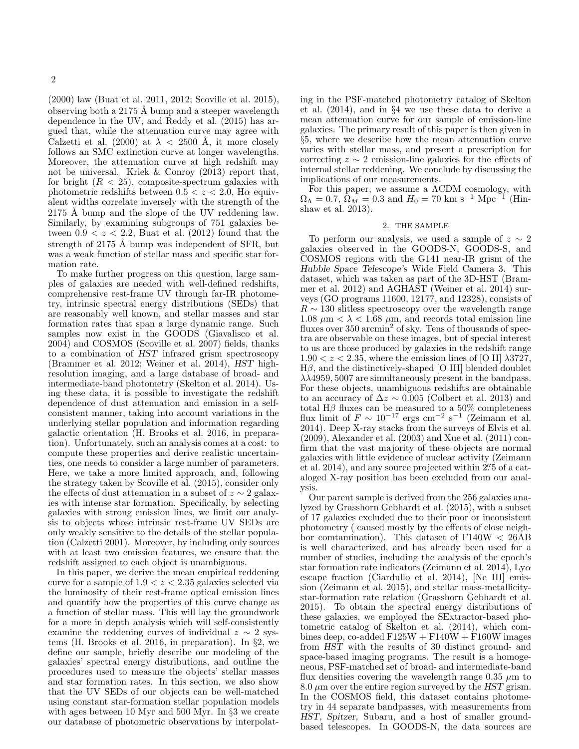(2000) law (Buat et al. 2011, 2012; Scoville et al. 2015), observing both a 2175 Å bump and a steeper wavelength dependence in the UV, and Reddy et al. (2015) has argued that, while the attenuation curve may agree with Calzetti et al. (2000) at $\lambda < 2500$ Å, it more closely follows an SMC extinction curve at longer wavelengths. Moreover, the attenuation curve at high redshift may not be universal. Kriek & Conroy (2013) report that, for bright ($R < 25$), composite-spectrum galaxies with photometric redshifts between $0.5 < z < 2.0$, H$\alpha$ equivalent widths correlate inversely with the strength of the 2175 Å bump and the slope of the UV reddening law. Similarly, by examining subgroups of 751 galaxies between $0.9 < z < 2.2$, Buat et al. (2012) found that the strength of 2175 Å bump was independent of SFR, but was a weak function of stellar mass and specific star formation rate.

To make further progress on this question, large samples of galaxies are needed with well-defined redshifts, comprehensive rest-frame UV through far-IR photometry, intrinsic spectral energy distributions (SEDs) that are reasonably well known, and stellar masses and star formation rates that span a large dynamic range. Such samples now exist in the GOODS (Giavalisco et al. 2004) and COSMOS (Scoville et al. 2007) fields, thanks to a combination of *HST* infrared grism spectroscopy (Brammer et al. 2012; Weiner et al. 2014), *HST* high-resolution imaging, and a large database of broad- and intermediate-band photometry (Skelton et al. 2014). Using these data, it is possible to investigate the redshift dependence of dust attenuation and emission in a self-consistent manner, taking into account variations in the underlying stellar population and information regarding galactic orientation (H. Brooks et al. 2016, in preparation). Unfortunately, such an analysis comes at a cost: to compute these properties and derive realistic uncertainties, one needs to consider a large number of parameters. Here, we take a more limited approach, and, following the strategy taken by Scoville et al. (2015), consider only the effects of dust attenuation in a subset of $z \sim 2$ galaxies with intense star formation. Specifically, by selecting galaxies with strong emission lines, we limit our analysis to objects whose intrinsic rest-frame UV SEDs are only weakly sensitive to the details of the stellar population (Calzetti 2001). Moreover, by including only sources with at least two emission features, we ensure that the redshift assigned to each object is unambiguous.

In this paper, we derive the mean empirical reddening curve for a sample of $1.9 < z < 2.35$ galaxies selected via the luminosity of their rest-frame optical emission lines and quantify how the properties of this curve change as a function of stellar mass. This will lay the groundwork for a more in depth analysis which will self-consistently examine the reddening curves of individual $z \sim 2$ systems (H. Brooks et al. 2016, in preparation). In §2, we define our sample, briefly describe our modeling of the galaxies' spectral energy distributions, and outline the procedures used to measure the objects' stellar masses and star formation rates. In this section, we also show that the UV SEDs of our objects can be well-matched using constant star-formation stellar population models with ages between 10 Myr and 500 Myr. In §3 we create our database of photometric observations by interpolating in the PSF-matched photometry catalog of Skelton et al. (2014), and in §4 we use these data to derive a mean attenuation curve for our sample of emission-line galaxies. The primary result of this paper is then given in §5, where we describe how the mean attenuation curve varies with stellar mass, and present a prescription for correcting $z \sim 2$ emission-line galaxies for the effects of internal stellar reddening. We conclude by discussing the implications of our measurements.

For this paper, we assume a $\Lambda$CDM cosmology, with $\Omega_\Lambda = 0.7$, $\Omega_M = 0.3$ and $H_0 = 70$ km s$^{-1}$ Mpc$^{-1}$ (Hinshaw et al. 2013).

## 2. THE SAMPLE

To perform our analysis, we used a sample of $z \sim 2$ galaxies observed in the GOODS-N, GOODS-S, and COSMOS regions with the G141 near-IR grism of the *Hubble Space Telescope's* Wide Field Camera 3. This dataset, which was taken as part of the 3D-HST (Brammer et al. 2012) and AGHAST (Weiner et al. 2014) surveys (GO programs 11600, 12177, and 12328), consists of $R \sim 130$ slitless spectroscopy over the wavelength range 1.08 $\mu$m $< \lambda <$ 1.68 $\mu$m, and records total emission line fluxes over 350 arcmin$^2$ of sky. Tens of thousands of spectra are observable on these images, but of special interest to us are those produced by galaxies in the redshift range $1.90 < z < 2.35$, where the emission lines of [O II] $\lambda$3727, H$\beta$, and the distinctively-shaped [O III] blended doublet $\lambda\lambda$4959, 5007 are simultaneously present in the bandpass. For these objects, unambiguous redshifts are obtainable to an accuracy of $\Delta z \sim 0.005$ (Colbert et al. 2013) and total H$\beta$ fluxes can be measured to a 50% completeness flux limit of $F \sim 10^{-17}$ ergs cm$^{-2}$ s$^{-1}$ (Zeimann et al. 2014). Deep X-ray stacks from the surveys of Elvis et al. (2009), Alexander et al. (2003) and Xue et al. (2011) confirm that the vast majority of these objects are normal galaxies with little evidence of nuclear activity (Zeimann et al. 2014), and any source projected within 2.″5 of a cataloged X-ray position has been excluded from our analysis.

Our parent sample is derived from the 256 galaxies analyzed by Grasshorn Gebhardt et al. (2015), with a subset of 17 galaxies excluded due to their poor or inconsistent photometry ( caused mostly by the effects of close neighbor comtamination). This dataset of F140W $< 26$AB is well characterized, and has already been used for a number of studies, including the analysis of the epoch's star formation rate indicators (Zeimann et al. 2014), Ly$\alpha$ escape fraction (Ciardullo et al. 2014), [Ne III] emission (Zeimann et al. 2015), and stellar mass-metallicity-star-formation rate relation (Grasshorn Gebhardt et al. 2015). To obtain the spectral energy distributions of these galaxies, we employed the SExtractor-based photometric catalog of Skelton et al. (2014), which combines deep, co-added F125W + F140W + F160W images from *HST* with the results of 30 distinct ground- and space-based imaging programs. The result is a homogeneous, PSF-matched set of broad- and intermediate-band flux densities covering the wavelength range 0.35 $\mu$m to 8.0 $\mu$m over the entire region surveyed by the *HST* grism. In the COSMOS field, this dataset contains photometry in 44 separate bandpasses, with measurements from *HST*, *Spitzer*, Subaru, and a host of smaller ground-based telescopes. In GOODS-N, the data sources are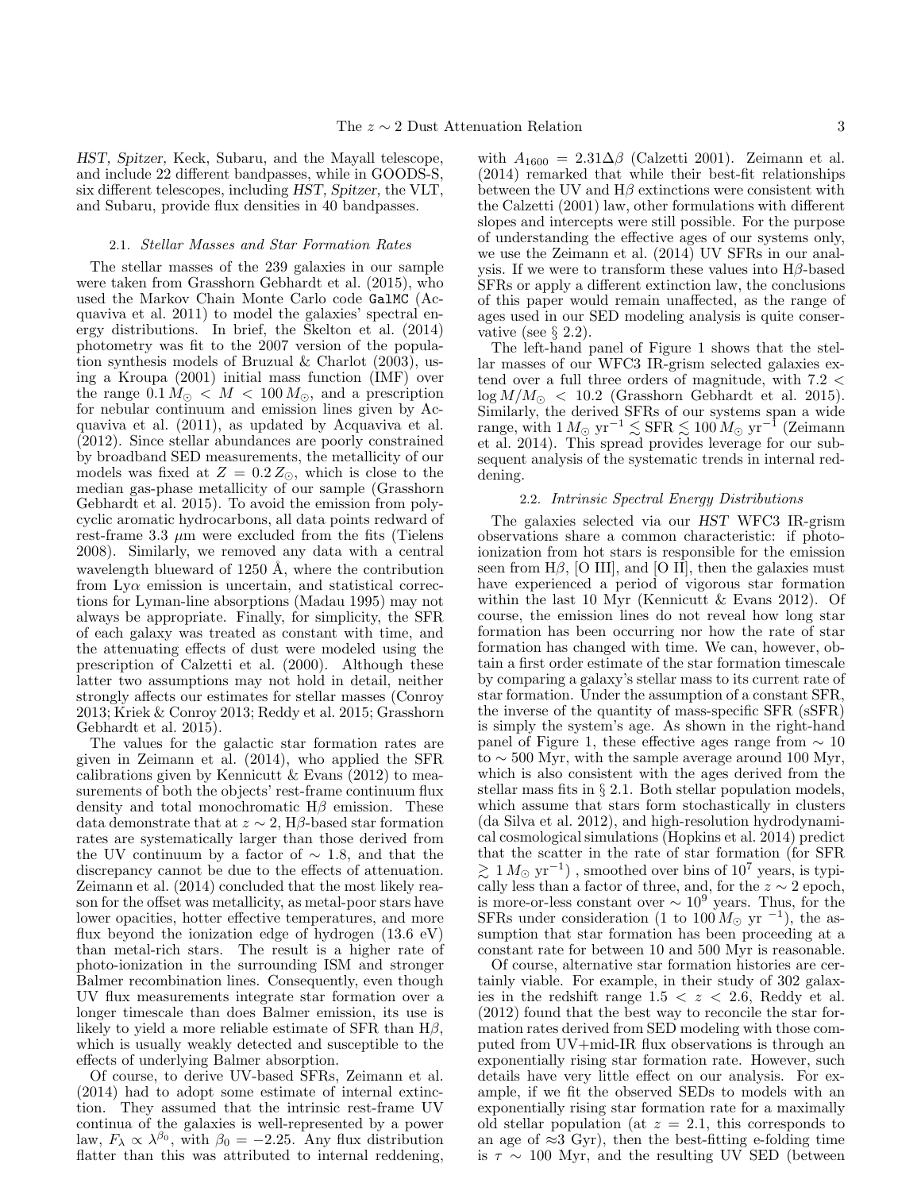*HST, Spitzer,* Keck, Subaru, and the Mayall telescope, and include 22 different bandpasses, while in GOODS-S, six different telescopes, including *HST, Spitzer,* the VLT, and Subaru, provide flux densities in 40 bandpasses.

### 2.1. *Stellar Masses and Star Formation Rates*

The stellar masses of the 239 galaxies in our sample were taken from Grasshorn Gebhardt et al. (2015), who used the Markov Chain Monte Carlo code `GalMC` (Acquaviva et al. 2011) to model the galaxies' spectral energy distributions. In brief, the Skelton et al. (2014) photometry was fit to the 2007 version of the population synthesis models of Bruzual & Charlot (2003), using a Kroupa (2001) initial mass function (IMF) over the range $0.1\,M_\odot < M < 100\,M_\odot$, and a prescription for nebular continuum and emission lines given by Acquaviva et al. (2011), as updated by Acquaviva et al. (2012). Since stellar abundances are poorly constrained by broadband SED measurements, the metallicity of our models was fixed at $Z = 0.2\,Z_\odot$, which is close to the median gas-phase metallicity of our sample (Grasshorn Gebhardt et al. 2015). To avoid the emission from polycyclic aromatic hydrocarbons, all data points redward of rest-frame 3.3 $\mu$m were excluded from the fits (Tielens 2008). Similarly, we removed any data with a central wavelength blueward of 1250 Å, where the contribution from Ly$\alpha$ emission is uncertain, and statistical corrections for Lyman-line absorptions (Madau 1995) may not always be appropriate. Finally, for simplicity, the SFR of each galaxy was treated as constant with time, and the attenuating effects of dust were modeled using the prescription of Calzetti et al. (2000). Although these latter two assumptions may not hold in detail, neither strongly affects our estimates for stellar masses (Conroy 2013; Kriek & Conroy 2013; Reddy et al. 2015; Grasshorn Gebhardt et al. 2015).

The values for the galactic star formation rates are given in Zeimann et al. (2014), who applied the SFR calibrations given by Kennicutt & Evans (2012) to measurements of both the objects' rest-frame continuum flux density and total monochromatic H$\beta$ emission. These data demonstrate that at $z \sim 2$, H$\beta$-based star formation rates are systematically larger than those derived from the UV continuum by a factor of $\sim 1.8$, and that the discrepancy cannot be due to the effects of attenuation. Zeimann et al. (2014) concluded that the most likely reason for the offset was metallicity, as metal-poor stars have lower opacities, hotter effective temperatures, and more flux beyond the ionization edge of hydrogen (13.6 eV) than metal-rich stars. The result is a higher rate of photo-ionization in the surrounding ISM and stronger Balmer recombination lines. Consequently, even though UV flux measurements integrate star formation over a longer timescale than does Balmer emission, its use is likely to yield a more reliable estimate of SFR than H$\beta$, which is usually weakly detected and susceptible to the effects of underlying Balmer absorption.

Of course, to derive UV-based SFRs, Zeimann et al. (2014) had to adopt some estimate of internal extinction. They assumed that the intrinsic rest-frame UV continua of the galaxies is well-represented by a power law, $F_\lambda \propto \lambda^{\beta_0}$, with $\beta_0 = -2.25$. Any flux distribution flatter than this was attributed to internal reddening, with $A_{1600} = 2.31\Delta\beta$ (Calzetti 2001). Zeimann et al. (2014) remarked that while their best-fit relationships between the UV and H$\beta$ extinctions were consistent with the Calzetti (2001) law, other formulations with different slopes and intercepts were still possible. For the purpose of understanding the effective ages of our systems only, we use the Zeimann et al. (2014) UV SFRs in our analysis. If we were to transform these values into H$\beta$-based SFRs or apply a different extinction law, the conclusions of this paper would remain unaffected, as the range of ages used in our SED modeling analysis is quite conservative (see § 2.2).

The left-hand panel of Figure 1 shows that the stellar masses of our WFC3 IR-grism selected galaxies extend over a full three orders of magnitude, with $7.2 < \log M/M_\odot < 10.2$ (Grasshorn Gebhardt et al. 2015). Similarly, the derived SFRs of our systems span a wide range, with $1\,M_\odot$ yr$^{-1} \lesssim$ SFR $\lesssim 100\,M_\odot$ yr$^{-1}$ (Zeimann et al. 2014). This spread provides leverage for our subsequent analysis of the systematic trends in internal reddening.

### 2.2. *Intrinsic Spectral Energy Distributions*

The galaxies selected via our *HST* WFC3 IR-grism observations share a common characteristic: if photoionization from hot stars is responsible for the emission seen from H$\beta$, [O III], and [O II], then the galaxies must have experienced a period of vigorous star formation within the last 10 Myr (Kennicutt & Evans 2012). Of course, the emission lines do not reveal how long star formation has been occurring nor how the rate of star formation has changed with time. We can, however, obtain a first order estimate of the star formation timescale by comparing a galaxy's stellar mass to its current rate of star formation. Under the assumption of a constant SFR, the inverse of the quantity of mass-specific SFR (sSFR) is simply the system's age. As shown in the right-hand panel of Figure 1, these effective ages range from $\sim 10$ to $\sim 500$ Myr, with the sample average around 100 Myr, which is also consistent with the ages derived from the stellar mass fits in § 2.1. Both stellar population models, which assume that stars form stochastically in clusters (da Silva et al. 2012), and high-resolution hydrodynamical cosmological simulations (Hopkins et al. 2014) predict that the scatter in the rate of star formation (for SFR $\gtrsim 1\,M_\odot$ yr$^{-1}$), smoothed over bins of $10^7$ years, is typically less than a factor of three, and, for the $z \sim 2$ epoch, is more-or-less constant over $\sim 10^9$ years. Thus, for the SFRs under consideration (1 to $100\,M_\odot$ yr$^{-1}$), the assumption that star formation has been proceeding at a constant rate for between 10 and 500 Myr is reasonable.

Of course, alternative star formation histories are certainly viable. For example, in their study of 302 galaxies in the redshift range $1.5 < z < 2.6$, Reddy et al. (2012) found that the best way to reconcile the star formation rates derived from SED modeling with those computed from UV+mid-IR flux observations is through an exponentially rising star formation rate. However, such details have very little effect on our analysis. For example, if we fit the observed SEDs to models with an exponentially rising star formation rate for a maximally old stellar population (at $z = 2.1$, this corresponds to an age of $\approx 3$ Gyr), then the best-fitting e-folding time is $\tau \sim 100$ Myr, and the resulting UV SED (between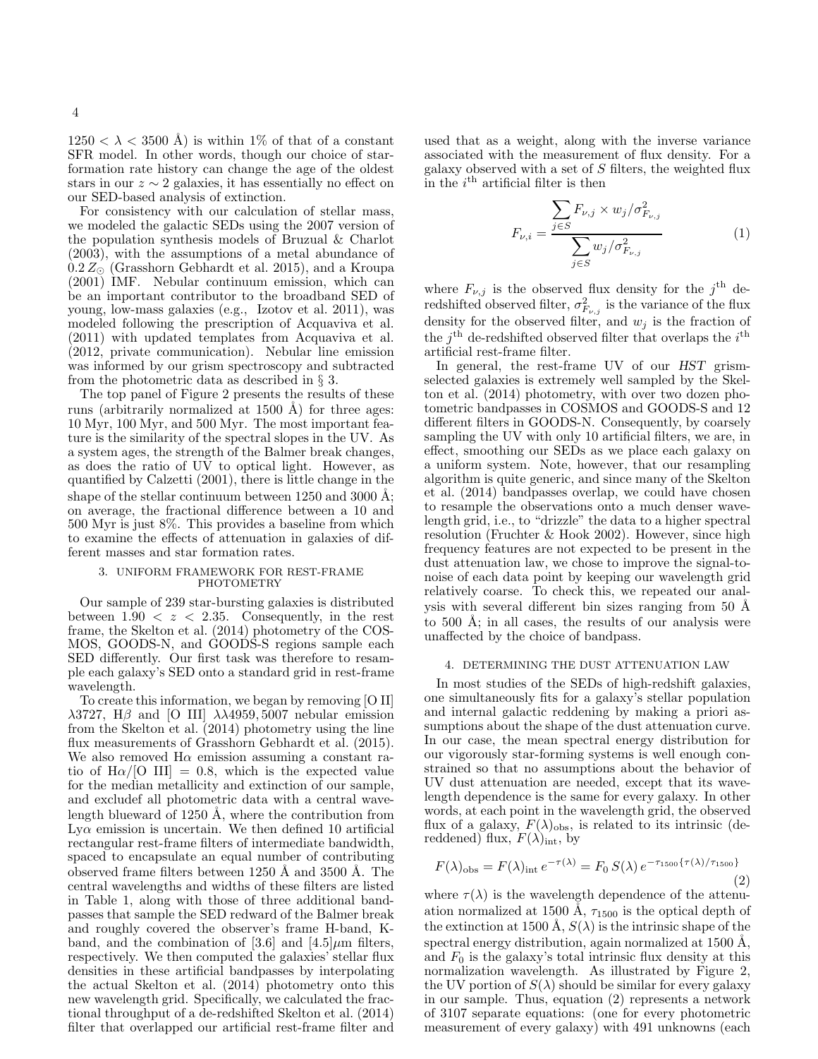$1250 < \lambda < 3500$ Å) is within 1% of that of a constant SFR model. In other words, though our choice of star-formation rate history can change the age of the oldest stars in our $z \sim 2$ galaxies, it has essentially no effect on our SED-based analysis of extinction.

For consistency with our calculation of stellar mass, we modeled the galactic SEDs using the 2007 version of the population synthesis models of Bruzual & Charlot (2003), with the assumptions of a metal abundance of $0.2\,Z_{\odot}$ (Grasshorn Gebhardt et al. 2015), and a Kroupa (2001) IMF. Nebular continuum emission, which can be an important contributor to the broadband SED of young, low-mass galaxies (e.g., Izotov et al. 2011), was modeled following the prescription of Acquaviva et al. (2011) with updated templates from Acquaviva et al. (2012, private communication). Nebular line emission was informed by our grism spectroscopy and subtracted from the photometric data as described in § 3.

The top panel of Figure 2 presents the results of these runs (arbitrarily normalized at 1500 Å) for three ages: 10 Myr, 100 Myr, and 500 Myr. The most important feature is the similarity of the spectral slopes in the UV. As a system ages, the strength of the Balmer break changes, as does the ratio of UV to optical light. However, as quantified by Calzetti (2001), there is little change in the shape of the stellar continuum between 1250 and 3000 Å; on average, the fractional difference between a 10 and 500 Myr is just 8%. This provides a baseline from which to examine the effects of attenuation in galaxies of different masses and star formation rates.

## 3. UNIFORM FRAMEWORK FOR REST-FRAME PHOTOMETRY

Our sample of 239 star-bursting galaxies is distributed between $1.90 < z < 2.35$. Consequently, in the rest frame, the Skelton et al. (2014) photometry of the COSMOS, GOODS-N, and GOODS-S regions sample each SED differently. Our first task was therefore to resample each galaxy's SED onto a standard grid in rest-frame wavelength.

To create this information, we began by removing [O II] $\lambda3727$, H$\beta$ and [O III] $\lambda\lambda4959, 5007$ nebular emission from the Skelton et al. (2014) photometry using the line flux measurements of Grasshorn Gebhardt et al. (2015). We also removed H$\alpha$ emission assuming a constant ratio of H$\alpha$/[O III] = 0.8, which is the expected value for the median metallicity and extinction of our sample, and excludef all photometric data with a central wavelength blueward of 1250 Å, where the contribution from Ly$\alpha$ emission is uncertain. We then defined 10 artificial rectangular rest-frame filters of intermediate bandwidth, spaced to encapsulate an equal number of contributing observed frame filters between 1250 Å and 3500 Å. The central wavelengths and widths of these filters are listed in Table 1, along with those of three additional bandpasses that sample the SED redward of the Balmer break and roughly covered the observer's frame H-band, K-band, and the combination of [3.6] and [4.5]$\mu$m filters, respectively. We then computed the galaxies' stellar flux densities in these artificial bandpasses by interpolating the actual Skelton et al. (2014) photometry onto this new wavelength grid. Specifically, we calculated the fractional throughput of a de-redshifted Skelton et al. (2014) filter that overlapped our artificial rest-frame filter and used that as a weight, along with the inverse variance associated with the measurement of flux density. For a galaxy observed with a set of $S$ filters, the weighted flux in the $i^{\rm th}$ artificial filter is then

$$F_{\nu,i} = \frac{\sum_{j \in S} F_{\nu,j} \times w_j / \sigma^2_{F_{\nu,j}}}{\sum_{j \in S} w_j / \sigma^2_{F_{\nu,j}}} \tag{1}$$

where $F_{\nu,j}$ is the observed flux density for the $j^{\rm th}$ de-redshifted observed filter, $\sigma^2_{F_{\nu,j}}$ is the variance of the flux density for the observed filter, and $w_j$ is the fraction of the $j^{\rm th}$ de-redshifted observed filter that overlaps the $i^{\rm th}$ artificial rest-frame filter.

In general, the rest-frame UV of our *HST* grism-selected galaxies is extremely well sampled by the Skelton et al. (2014) photometry, with over two dozen photometric bandpasses in COSMOS and GOODS-S and 12 different filters in GOODS-N. Consequently, by coarsely sampling the UV with only 10 artificial filters, we are, in effect, smoothing our SEDs as we place each galaxy on a uniform system. Note, however, that our resampling algorithm is quite generic, and since many of the Skelton et al. (2014) bandpasses overlap, we could have chosen to resample the observations onto a much denser wavelength grid, i.e., to "drizzle" the data to a higher spectral resolution (Fruchter & Hook 2002). However, since high frequency features are not expected to be present in the dust attenuation law, we chose to improve the signal-to-noise of each data point by keeping our wavelength grid relatively coarse. To check this, we repeated our analysis with several different bin sizes ranging from 50 Å to 500 Å; in all cases, the results of our analysis were unaffected by the choice of bandpass.

## 4. DETERMINING THE DUST ATTENUATION LAW

In most studies of the SEDs of high-redshift galaxies, one simultaneously fits for a galaxy's stellar population and internal galactic reddening by making a priori assumptions about the shape of the dust attenuation curve. In our case, the mean spectral energy distribution for our vigorously star-forming systems is well enough constrained so that no assumptions about the behavior of UV dust attenuation are needed, except that its wavelength dependence is the same for every galaxy. In other words, at each point in the wavelength grid, the observed flux of a galaxy, $F(\lambda)_{\rm obs}$, is related to its intrinsic (de-reddened) flux, $F(\lambda)_{\rm int}$, by

$$F(\lambda)_{\rm obs} = F(\lambda)_{\rm int}\, e^{-\tau(\lambda)} = F_0\, S(\lambda)\, e^{-\tau_{1500}\{\tau(\lambda)/\tau_{1500}\}} \tag{2}$$

where $\tau(\lambda)$ is the wavelength dependence of the attenuation normalized at 1500 Å, $\tau_{1500}$ is the optical depth of the extinction at 1500 Å, $S(\lambda)$ is the intrinsic shape of the spectral energy distribution, again normalized at 1500 Å, and $F_0$ is the galaxy's total intrinsic flux density at this normalization wavelength. As illustrated by Figure 2, the UV portion of $S(\lambda)$ should be similar for every galaxy in our sample. Thus, equation (2) represents a network of 3107 separate equations: (one for every photometric measurement of every galaxy) with 491 unknowns (each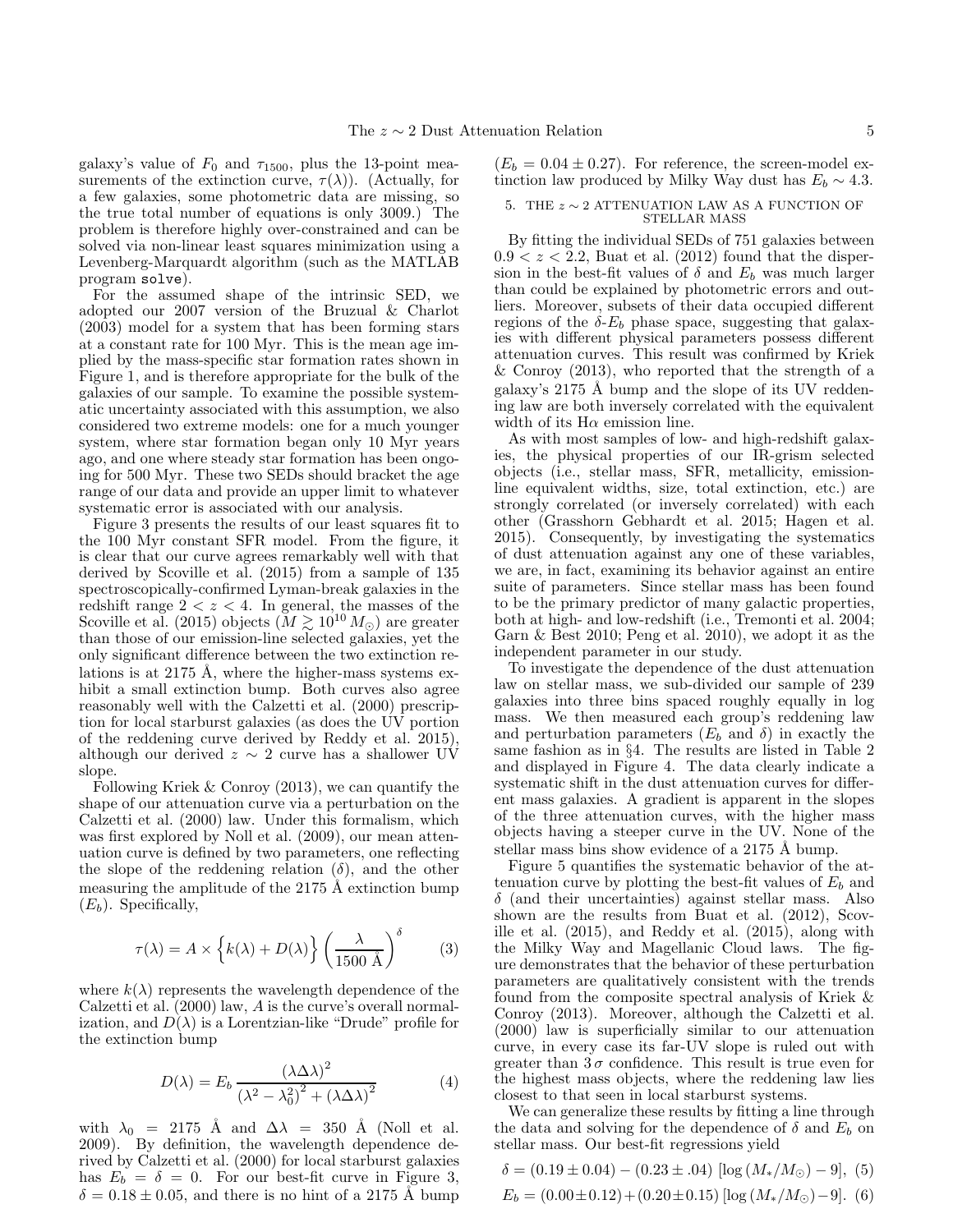galaxy's value of $F_0$ and $\tau_{1500}$, plus the 13-point measurements of the extinction curve, $\tau(\lambda)$). (Actually, for a few galaxies, some photometric data are missing, so the true total number of equations is only 3009.) The problem is therefore highly over-constrained and can be solved via non-linear least squares minimization using a Levenberg-Marquardt algorithm (such as the MATLAB program `solve`).

For the assumed shape of the intrinsic SED, we adopted our 2007 version of the Bruzual & Charlot (2003) model for a system that has been forming stars at a constant rate for 100 Myr. This is the mean age implied by the mass-specific star formation rates shown in Figure 1, and is therefore appropriate for the bulk of the galaxies of our sample. To examine the possible systematic uncertainty associated with this assumption, we also considered two extreme models: one for a much younger system, where star formation began only 10 Myr years ago, and one where steady star formation has been ongoing for 500 Myr. These two SEDs should bracket the age range of our data and provide an upper limit to whatever systematic error is associated with our analysis.

Figure 3 presents the results of our least squares fit to the 100 Myr constant SFR model. From the figure, it is clear that our curve agrees remarkably well with that derived by Scoville et al. (2015) from a sample of 135 spectroscopically-confirmed Lyman-break galaxies in the redshift range $2 < z < 4$. In general, the masses of the Scoville et al. (2015) objects ($M \gtrsim 10^{10} M_\odot$) are greater than those of our emission-line selected galaxies, yet the only significant difference between the two extinction relations is at 2175 Å, where the higher-mass systems exhibit a small extinction bump. Both curves also agree reasonably well with the Calzetti et al. (2000) prescription for local starburst galaxies (as does the UV portion of the reddening curve derived by Reddy et al. 2015), although our derived $z \sim 2$ curve has a shallower UV slope.

Following Kriek & Conroy (2013), we can quantify the shape of our attenuation curve via a perturbation on the Calzetti et al. (2000) law. Under this formalism, which was first explored by Noll et al. (2009), our mean attenuation curve is defined by two parameters, one reflecting the slope of the reddening relation ($\delta$), and the other measuring the amplitude of the 2175 Å extinction bump ($E_b$). Specifically,

$$\tau(\lambda) = A \times \left\{ k(\lambda) + D(\lambda) \right\} \left( \frac{\lambda}{1500 \text{ Å}} \right)^{\delta} \quad (3)$$

where $k(\lambda)$ represents the wavelength dependence of the Calzetti et al. (2000) law, $A$ is the curve's overall normalization, and $D(\lambda)$ is a Lorentzian-like "Drude" profile for the extinction bump

$$D(\lambda) = E_b \frac{(\lambda \Delta\lambda)^2}{\left(\lambda^2 - \lambda_0^2\right)^2 + (\lambda \Delta\lambda)^2} \quad (4)$$

with $\lambda_0 = 2175$ Å and $\Delta\lambda = 350$ Å (Noll et al. 2009). By definition, the wavelength dependence derived by Calzetti et al. (2000) for local starburst galaxies has $E_b = \delta = 0$. For our best-fit curve in Figure 3, $\delta = 0.18 \pm 0.05$, and there is no hint of a 2175 Å bump ($E_b = 0.04 \pm 0.27$). For reference, the screen-model extinction law produced by Milky Way dust has $E_b \sim 4.3$.

## 5. THE $z \sim 2$ ATTENUATION LAW AS A FUNCTION OF STELLAR MASS

By fitting the individual SEDs of 751 galaxies between $0.9 < z < 2.2$, Buat et al. (2012) found that the dispersion in the best-fit values of $\delta$ and $E_b$ was much larger than could be explained by photometric errors and outliers. Moreover, subsets of their data occupied different regions of the $\delta$-$E_b$ phase space, suggesting that galaxies with different physical parameters possess different attenuation curves. This result was confirmed by Kriek & Conroy (2013), who reported that the strength of a galaxy's 2175 Å bump and the slope of its UV reddening law are both inversely correlated with the equivalent width of its H$\alpha$ emission line.

As with most samples of low- and high-redshift galaxies, the physical properties of our IR-grism selected objects (i.e., stellar mass, SFR, metallicity, emission-line equivalent widths, size, total extinction, etc.) are strongly correlated (or inversely correlated) with each other (Grasshorn Gebhardt et al. 2015; Hagen et al. 2015). Consequently, by investigating the systematics of dust attenuation against any one of these variables, we are, in fact, examining its behavior against an entire suite of parameters. Since stellar mass has been found to be the primary predictor of many galactic properties, both at high- and low-redshift (i.e., Tremonti et al. 2004; Garn & Best 2010; Peng et al. 2010), we adopt it as the independent parameter in our study.

To investigate the dependence of the dust attenuation law on stellar mass, we sub-divided our sample of 239 galaxies into three bins spaced roughly equally in log mass. We then measured each group's reddening law and perturbation parameters ($E_b$ and $\delta$) in exactly the same fashion as in §4. The results are listed in Table 2 and displayed in Figure 4. The data clearly indicate a systematic shift in the dust attenuation curves for different mass galaxies. A gradient is apparent in the slopes of the three attenuation curves, with the higher mass objects having a steeper curve in the UV. None of the stellar mass bins show evidence of a 2175 Å bump.

Figure 5 quantifies the systematic behavior of the attenuation curve by plotting the best-fit values of $E_b$ and $\delta$ (and their uncertainties) against stellar mass. Also shown are the results from Buat et al. (2012), Scoville et al. (2015), and Reddy et al. (2015), along with the Milky Way and Magellanic Cloud laws. The figure demonstrates that the behavior of these perturbation parameters are qualitatively consistent with the trends found from the composite spectral analysis of Kriek & Conroy (2013). Moreover, although the Calzetti et al. (2000) law is superficially similar to our attenuation curve, in every case its far-UV slope is ruled out with greater than $3\,\sigma$ confidence. This result is true even for the highest mass objects, where the reddening law lies closest to that seen in local starburst systems.

We can generalize these results by fitting a line through the data and solving for the dependence of $\delta$ and $E_b$ on stellar mass. Our best-fit regressions yield

$$\delta = (0.19 \pm 0.04) - (0.23 \pm .04)\, [\log (M_*/M_\odot) - 9], \quad (5)$$

$$E_b = (0.00 \pm 0.12) + (0.20 \pm 0.15)\, [\log (M_*/M_\odot) - 9]. \quad (6)$$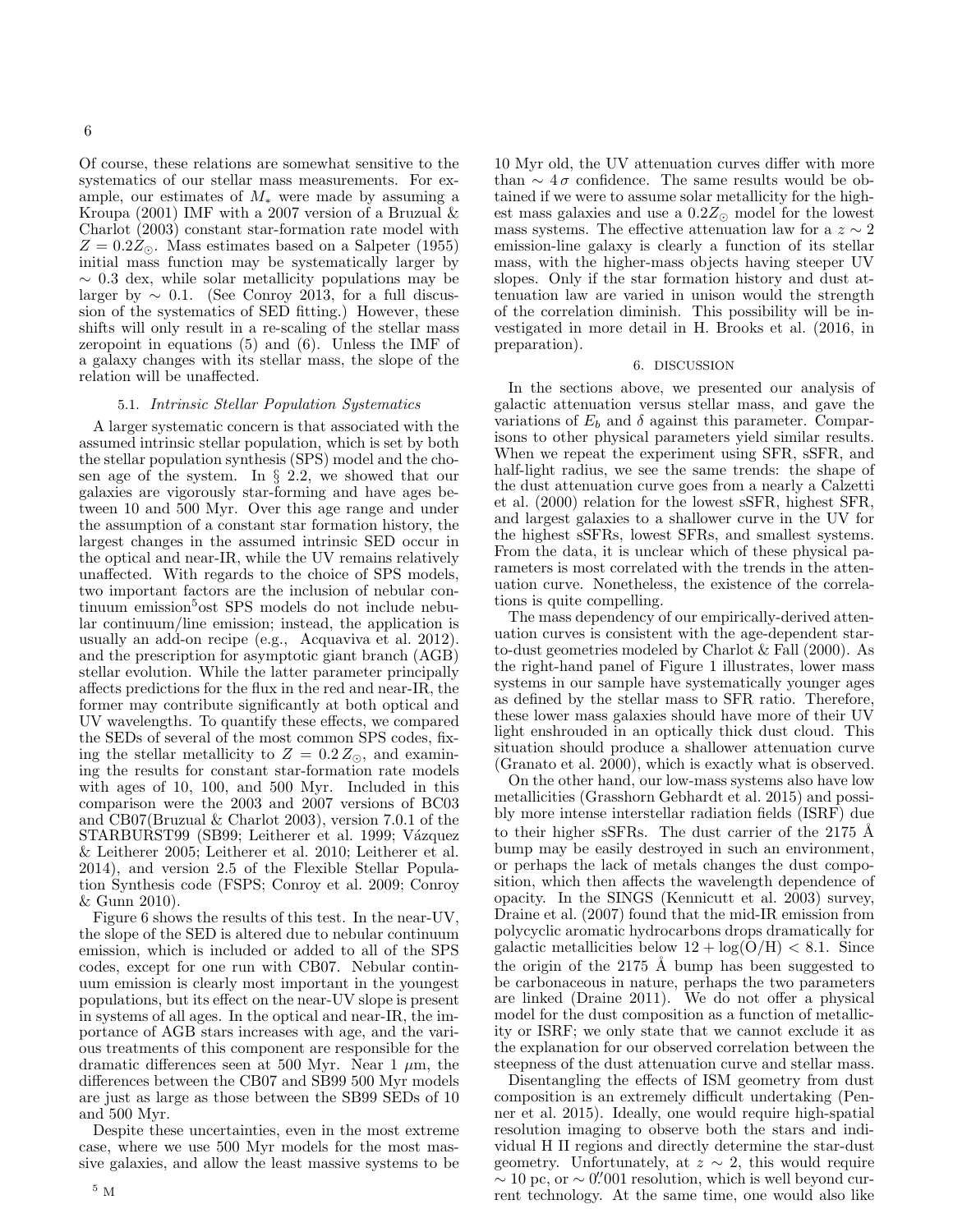Of course, these relations are somewhat sensitive to the systematics of our stellar mass measurements. For example, our estimates of $M_*$ were made by assuming a Kroupa (2001) IMF with a 2007 version of a Bruzual & Charlot (2003) constant star-formation rate model with $Z = 0.2 Z_\odot$. Mass estimates based on a Salpeter (1955) initial mass function may be systematically larger by $\sim 0.3$ dex, while solar metallicity populations may be larger by $\sim 0.1$. (See Conroy 2013, for a full discussion of the systematics of SED fitting.) However, these shifts will only result in a re-scaling of the stellar mass zeropoint in equations (5) and (6). Unless the IMF of a galaxy changes with its stellar mass, the slope of the relation will be unaffected.

### 5.1. *Intrinsic Stellar Population Systematics*

A larger systematic concern is that associated with the assumed intrinsic stellar population, which is set by both the stellar population synthesis (SPS) model and the chosen age of the system. In § 2.2, we showed that our galaxies are vigorously star-forming and have ages between 10 and 500 Myr. Over this age range and under the assumption of a constant star formation history, the largest changes in the assumed intrinsic SED occur in the optical and near-IR, while the UV remains relatively unaffected. With regards to the choice of SPS models, two important factors are the inclusion of nebular continuum emission[5]ost SPS models do not include nebular continuum/line emission; instead, the application is usually an add-on recipe (e.g., Acquaviva et al. 2012). and the prescription for asymptotic giant branch (AGB) stellar evolution. While the latter parameter principally affects predictions for the flux in the red and near-IR, the former may contribute significantly at both optical and UV wavelengths. To quantify these effects, we compared the SEDs of several of the most common SPS codes, fixing the stellar metallicity to $Z = 0.2\, Z_\odot$, and examining the results for constant star-formation rate models with ages of 10, 100, and 500 Myr. Included in this comparison were the 2003 and 2007 versions of BC03 and CB07(Bruzual & Charlot 2003), version 7.0.1 of the STARBURST99 (SB99; Leitherer et al. 1999; Vázquez & Leitherer 2005; Leitherer et al. 2010; Leitherer et al. 2014), and version 2.5 of the Flexible Stellar Population Synthesis code (FSPS; Conroy et al. 2009; Conroy & Gunn 2010).

Figure 6 shows the results of this test. In the near-UV, the slope of the SED is altered due to nebular continuum emission, which is included or added to all of the SPS codes, except for one run with CB07. Nebular continuum emission is clearly most important in the youngest populations, but its effect on the near-UV slope is present in systems of all ages. In the optical and near-IR, the importance of AGB stars increases with age, and the various treatments of this component are responsible for the dramatic differences seen at 500 Myr. Near 1 $\mu$m, the differences between the CB07 and SB99 500 Myr models are just as large as those between the SB99 SEDs of 10 and 500 Myr.

Despite these uncertainties, even in the most extreme case, where we use 500 Myr models for the most massive galaxies, and allow the least massive systems to be 10 Myr old, the UV attenuation curves differ with more than $\sim 4\,\sigma$ confidence. The same results would be obtained if we were to assume solar metallicity for the highest mass galaxies and use a $0.2 Z_\odot$ model for the lowest mass systems. The effective attenuation law for a $z \sim 2$ emission-line galaxy is clearly a function of its stellar mass, with the higher-mass objects having steeper UV slopes. Only if the star formation history and dust attenuation law are varied in unison would the strength of the correlation diminish. This possibility will be investigated in more detail in H. Brooks et al. (2016, in preparation).

[5] M

## 6. DISCUSSION

In the sections above, we presented our analysis of galactic attenuation versus stellar mass, and gave the variations of $E_b$ and $\delta$ against this parameter. Comparisons to other physical parameters yield similar results. When we repeat the experiment using SFR, sSFR, and half-light radius, we see the same trends: the shape of the dust attenuation curve goes from a nearly a Calzetti et al. (2000) relation for the lowest sSFR, highest SFR, and largest galaxies to a shallower curve in the UV for the highest sSFRs, lowest SFRs, and smallest systems. From the data, it is unclear which of these physical parameters is most correlated with the trends in the attenuation curve. Nonetheless, the existence of the correlations is quite compelling.

The mass dependency of our empirically-derived attenuation curves is consistent with the age-dependent star-to-dust geometries modeled by Charlot & Fall (2000). As the right-hand panel of Figure 1 illustrates, lower mass systems in our sample have systematically younger ages as defined by the stellar mass to SFR ratio. Therefore, these lower mass galaxies should have more of their UV light enshrouded in an optically thick dust cloud. This situation should produce a shallower attenuation curve (Granato et al. 2000), which is exactly what is observed.

On the other hand, our low-mass systems also have low metallicities (Grasshorn Gebhardt et al. 2015) and possibly more intense interstellar radiation fields (ISRF) due to their higher sSFRs. The dust carrier of the 2175 Å bump may be easily destroyed in such an environment, or perhaps the lack of metals changes the dust composition, which then affects the wavelength dependence of opacity. In the SINGS (Kennicutt et al. 2003) survey, Draine et al. (2007) found that the mid-IR emission from polycyclic aromatic hydrocarbons drops dramatically for galactic metallicities below $12 + \log(\mathrm{O/H}) < 8.1$. Since the origin of the 2175 Å bump has been suggested to be carbonaceous in nature, perhaps the two parameters are linked (Draine 2011). We do not offer a physical model for the dust composition as a function of metallicity or ISRF; we only state that we cannot exclude it as the explanation for our observed correlation between the steepness of the dust attenuation curve and stellar mass.

Disentangling the effects of ISM geometry from dust composition is an extremely difficult undertaking (Penner et al. 2015). Ideally, one would require high-spatial resolution imaging to observe both the stars and individual H II regions and directly determine the star-dust geometry. Unfortunately, at $z \sim 2$, this would require $\sim 10$ pc, or $\sim 0\farcs001$ resolution, which is well beyond current technology. At the same time, one would also like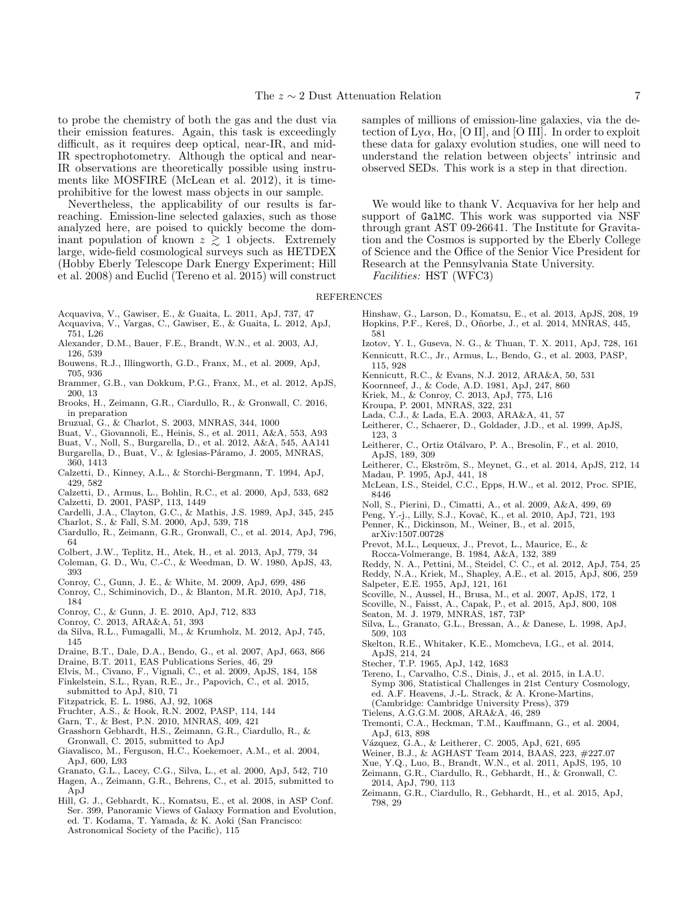to probe the chemistry of both the gas and the dust via their emission features. Again, this task is exceedingly difficult, as it requires deep optical, near-IR, and mid-IR spectrophotometry. Although the optical and near-IR observations are theoretically possible using instruments like MOSFIRE (McLean et al. 2012), it is time-prohibitive for the lowest mass objects in our sample.

Nevertheless, the applicability of our results is far-reaching. Emission-line selected galaxies, such as those analyzed here, are poised to quickly become the dominant population of known $z \gtrsim 1$ objects. Extremely large, wide-field cosmological surveys such as HETDEX (Hobby Eberly Telescope Dark Energy Experiment; Hill et al. 2008) and Euclid (Tereno et al. 2015) will construct samples of millions of emission-line galaxies, via the detection of Ly$\alpha$, H$\alpha$, [O II], and [O III]. In order to exploit these data for galaxy evolution studies, one will need to understand the relation between objects' intrinsic and observed SEDs. This work is a step in that direction.

We would like to thank V. Acquaviva for her help and support of GalMC. This work was supported via NSF through grant AST 09-26641. The Institute for Gravitation and the Cosmos is supported by the Eberly College of Science and the Office of the Senior Vice President for Research at the Pennsylvania State University.

*Facilities:* HST (WFC3)

## REFERENCES

Acquaviva, V., Gawiser, E., & Guaita, L. 2011, ApJ, 737, 47
Acquaviva, V., Vargas, C., Gawiser, E., & Guaita, L. 2012, ApJ, 751, L26
Alexander, D.M., Bauer, F.E., Brandt, W.N., et al. 2003, AJ, 126, 539
Bouwens, R.J., Illingworth, G.D., Franx, M., et al. 2009, ApJ, 705, 936
Brammer, G.B., van Dokkum, P.G., Franx, M., et al. 2012, ApJS, 200, 13
Brooks, H., Zeimann, G.R., Ciardullo, R., & Gronwall, C. 2016, in preparation
Bruzual, G., & Charlot, S. 2003, MNRAS, 344, 1000
Buat, V., Giovannoli, E., Heinis, S., et al. 2011, A&A, 553, A93
Buat, V., Noll, S., Burgarella, D., et al. 2012, A&A, 545, AA141
Burgarella, D., Buat, V., & Iglesias-Páramo, J. 2005, MNRAS, 360, 1413
Calzetti, D., Kinney, A.L., & Storchi-Bergmann, T. 1994, ApJ, 429, 582
Calzetti, D., Armus, L., Bohlin, R.C., et al. 2000, ApJ, 533, 682
Calzetti, D. 2001, PASP, 113, 1449
Cardelli, J.A., Clayton, G.C., & Mathis, J.S. 1989, ApJ, 345, 245
Charlot, S., & Fall, S.M. 2000, ApJ, 539, 718
Ciardullo, R., Zeimann, G.R., Gronwall, C., et al. 2014, ApJ, 796, 64
Colbert, J.W., Teplitz, H., Atek, H., et al. 2013, ApJ, 779, 34
Coleman, G. D., Wu, C.-C., & Weedman, D. W. 1980, ApJS, 43, 393
Conroy, C., Gunn, J. E., & White, M. 2009, ApJ, 699, 486
Conroy, C., Schiminovich, D., & Blanton, M.R. 2010, ApJ, 718, 184
Conroy, C., & Gunn, J. E. 2010, ApJ, 712, 833
Conroy, C. 2013, ARA&A, 51, 393
da Silva, R.L., Fumagalli, M., & Krumholz, M. 2012, ApJ, 745, 145
Draine, B.T., Dale, D.A., Bendo, G., et al. 2007, ApJ, 663, 866
Draine, B.T. 2011, EAS Publications Series, 46, 29
Elvis, M., Civano, F., Vignali, C., et al. 2009, ApJS, 184, 158
Finkelstein, S.L., Ryan, R.E., Jr., Papovich, C., et al. 2015, submitted to ApJ, 810, 71
Fitzpatrick, E. L. 1986, AJ, 92, 1068
Fruchter, A.S., & Hook, R.N. 2002, PASP, 114, 144
Garn, T., & Best, P.N. 2010, MNRAS, 409, 421
Grasshorn Gebhardt, H.S., Zeimann, G.R., Ciardullo, R., & Gronwall, C. 2015, submitted to ApJ
Giavalisco, M., Ferguson, H.C., Koekemoer, A.M., et al. 2004, ApJ, 600, L93
Granato, G.L., Lacey, C.G., Silva, L., et al. 2000, ApJ, 542, 710
Hagen, A., Zeimann, G.R., Behrens, C., et al. 2015, submitted to ApJ
Hill, G. J., Gebhardt, K., Komatsu, E., et al. 2008, in ASP Conf. Ser. 399, Panoramic Views of Galaxy Formation and Evolution, ed. T. Kodama, T. Yamada, & K. Aoki (San Francisco: Astronomical Society of the Pacific), 115
Hinshaw, G., Larson, D., Komatsu, E., et al. 2013, ApJS, 208, 19
Hopkins, P.F., Kereš, D., Oñorbe, J., et al. 2014, MNRAS, 445, 581
Izotov, Y. I., Guseva, N. G., & Thuan, T. X. 2011, ApJ, 728, 161
Kennicutt, R.C., Jr., Armus, L., Bendo, G., et al. 2003, PASP, 115, 928
Kennicutt, R.C., & Evans, N.J. 2012, ARA&A, 50, 531
Koornneef, J., & Code, A.D. 1981, ApJ, 247, 860
Kriek, M., & Conroy, C. 2013, ApJ, 775, L16
Kroupa, P. 2001, MNRAS, 322, 231
Lada, C.J., & Lada, E.A. 2003, ARA&A, 41, 57
Leitherer, C., Schaerer, D., Goldader, J.D., et al. 1999, ApJS, 123, 3
Leitherer, C., Ortiz Otálvaro, P. A., Bresolin, F., et al. 2010, ApJS, 189, 309
Leitherer, C., Ekström, S., Meynet, G., et al. 2014, ApJS, 212, 14
Madau, P. 1995, ApJ, 441, 18
McLean, I.S., Steidel, C.C., Epps, H.W., et al. 2012, Proc. SPIE, 8446
Noll, S., Pierini, D., Cimatti, A., et al. 2009, A&A, 499, 69
Peng, Y.-j., Lilly, S.J., Kovač, K., et al. 2010, ApJ, 721, 193
Penner, K., Dickinson, M., Weiner, B., et al. 2015, arXiv:1507.00728
Prevot, M.L., Lequeux, J., Prevot, L., Maurice, E., & Rocca-Volmerange, B. 1984, A&A, 132, 389
Reddy, N. A., Pettini, M., Steidel, C. C., et al. 2012, ApJ, 754, 25
Reddy, N.A., Kriek, M., Shapley, A.E., et al. 2015, ApJ, 806, 259
Salpeter, E.E. 1955, ApJ, 121, 161
Scoville, N., Aussel, H., Brusa, M., et al. 2007, ApJS, 172, 1
Scoville, N., Faisst, A., Capak, P., et al. 2015, ApJ, 800, 108
Seaton, M. J. 1979, MNRAS, 187, 73P
Silva, L., Granato, G.L., Bressan, A., & Danese, L. 1998, ApJ, 509, 103
Skelton, R.E., Whitaker, K.E., Momcheva, I.G., et al. 2014, ApJS, 214, 24
Stecher, T.P. 1965, ApJ, 142, 1683
Tereno, I., Carvalho, C.S., Dinis, J., et al. 2015, in I.A.U. Symp 306, Statistical Challenges in 21st Century Cosmology, ed. A.F. Heavens, J.-L. Strack, & A. Krone-Martins, (Cambridge: Cambridge University Press), 379
Tielens, A.G.G.M. 2008, ARA&A, 46, 289
Tremonti, C.A., Heckman, T.M., Kauffmann, G., et al. 2004, ApJ, 613, 898
Vázquez, G.A., & Leitherer, C. 2005, ApJ, 621, 695
Weiner, B.J., & AGHAST Team 2014, BAAS, 223, #227.07
Xue, Y.Q., Luo, B., Brandt, W.N., et al. 2011, ApJS, 195, 10
Zeimann, G.R., Ciardullo, R., Gebhardt, H., & Gronwall, C. 2014, ApJ, 790, 113
Zeimann, G.R., Ciardullo, R., Gebhardt, H., et al. 2015, ApJ, 798, 29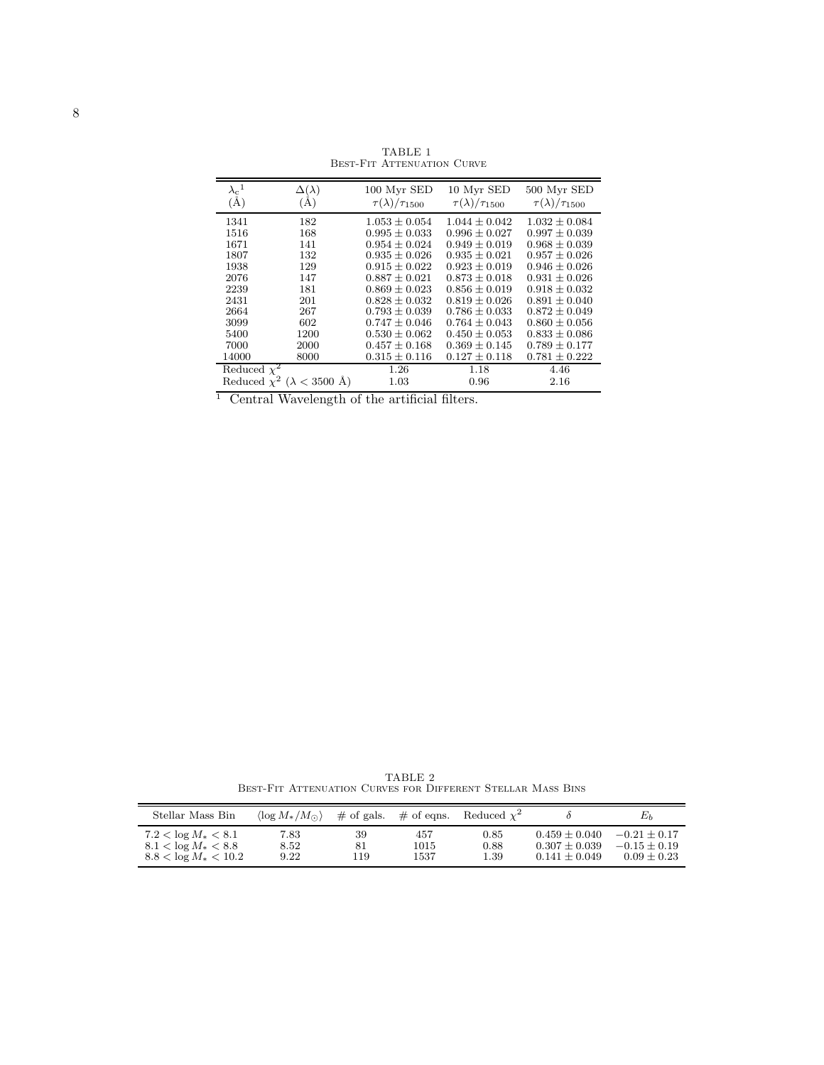TABLE 1
BEST-FIT ATTENUATION CURVE

| $\lambda_c$[1] (Å) | $\Delta(\lambda)$ (Å) | 100 Myr SED $\tau(\lambda)/\tau_{1500}$ | 10 Myr SED $\tau(\lambda)/\tau_{1500}$ | 500 Myr SED $\tau(\lambda)/\tau_{1500}$ |
|---|---|---|---|---|
| 1341 | 182 | $1.053 \pm 0.054$ | $1.044 \pm 0.042$ | $1.032 \pm 0.084$ |
| 1516 | 168 | $0.995 \pm 0.033$ | $0.996 \pm 0.027$ | $0.997 \pm 0.039$ |
| 1671 | 141 | $0.954 \pm 0.024$ | $0.949 \pm 0.019$ | $0.968 \pm 0.039$ |
| 1807 | 132 | $0.935 \pm 0.026$ | $0.935 \pm 0.021$ | $0.957 \pm 0.026$ |
| 1938 | 129 | $0.915 \pm 0.022$ | $0.923 \pm 0.019$ | $0.946 \pm 0.026$ |
| 2076 | 147 | $0.887 \pm 0.021$ | $0.873 \pm 0.018$ | $0.931 \pm 0.026$ |
| 2239 | 181 | $0.869 \pm 0.023$ | $0.856 \pm 0.019$ | $0.918 \pm 0.032$ |
| 2431 | 201 | $0.828 \pm 0.032$ | $0.819 \pm 0.026$ | $0.891 \pm 0.040$ |
| 2664 | 267 | $0.793 \pm 0.039$ | $0.786 \pm 0.033$ | $0.872 \pm 0.049$ |
| 3099 | 602 | $0.747 \pm 0.046$ | $0.764 \pm 0.043$ | $0.860 \pm 0.056$ |
| 5400 | 1200 | $0.530 \pm 0.062$ | $0.450 \pm 0.053$ | $0.833 \pm 0.086$ |
| 7000 | 2000 | $0.457 \pm 0.168$ | $0.369 \pm 0.145$ | $0.789 \pm 0.177$ |
| 14000 | 8000 | $0.315 \pm 0.116$ | $0.127 \pm 0.118$ | $0.781 \pm 0.222$ |
| Reduced $\chi^2$ | | 1.26 | 1.18 | 4.46 |
| Reduced $\chi^2$ ($\lambda < 3500$ Å) | | 1.03 | 0.96 | 2.16 |

[1] Central Wavelength of the artificial filters.

TABLE 2
BEST-FIT ATTENUATION CURVES FOR DIFFERENT STELLAR MASS BINS

| Stellar Mass Bin | $\langle \log M_*/M_\odot \rangle$ | # of gals. | # of eqns. | Reduced $\chi^2$ | $\delta$ | $E_b$ |
|---|---|---|---|---|---|---|
| $7.2 < \log M_* < 8.1$ | 7.83 | 39 | 457 | 0.85 | $0.459 \pm 0.040$ | $-0.21 \pm 0.17$ |
| $8.1 < \log M_* < 8.8$ | 8.52 | 81 | 1015 | 0.88 | $0.307 \pm 0.039$ | $-0.15 \pm 0.19$ |
| $8.8 < \log M_* < 10.2$ | 9.22 | 119 | 1537 | 1.39 | $0.141 \pm 0.049$ | $0.09 \pm 0.23$ |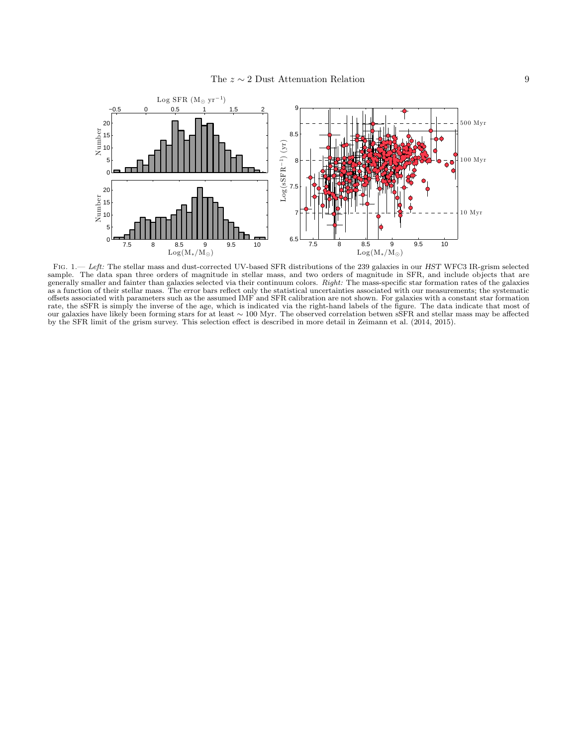FIG. 1.— *Left:* The stellar mass and dust-corrected UV-based SFR distributions of the 239 galaxies in our *HST* WFC3 IR-grism selected sample. The data span three orders of magnitude in stellar mass, and two orders of magnitude in SFR, and include objects that are generally smaller and fainter than galaxies selected via their continuum colors. *Right:* The mass-specific star formation rates of the galaxies as a function of their stellar mass. The error bars reflect only the statistical uncertainties associated with our measurements; the systematic offsets associated with parameters such as the assumed IMF and SFR calibration are not shown. For galaxies with a constant star formation rate, the sSFR is simply the inverse of the age, which is indicated via the right-hand labels of the figure. The data indicate that most of our galaxies have likely been forming stars for at least $\sim 100$ Myr. The observed correlation betwen sSFR and stellar mass may be affected by the SFR limit of the grism survey. This selection effect is described in more detail in Zeimann et al. (2014, 2015).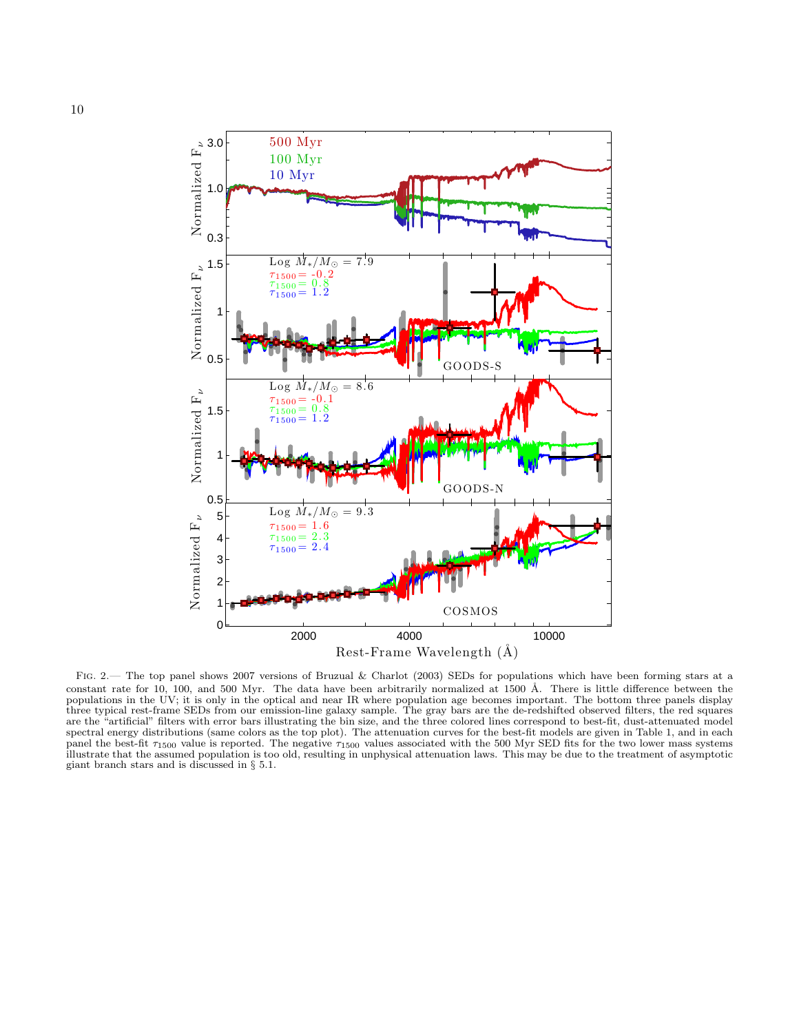Fig. 2.— The top panel shows 2007 versions of Bruzual & Charlot (2003) SEDs for populations which have been forming stars at a constant rate for 10, 100, and 500 Myr. The data have been arbitrarily normalized at 1500 Å. There is little difference between the populations in the UV; it is only in the optical and near IR where population age becomes important. The bottom three panels display three typical rest-frame SEDs from our emission-line galaxy sample. The gray bars are the de-redshifted observed filters, the red squares are the "artificial" filters with error bars illustrating the bin size, and the three colored lines correspond to best-fit, dust-attenuated model spectral energy distributions (same colors as the top plot). The attenuation curves for the best-fit models are given in Table 1, and in each panel the best-fit $\tau_{1500}$ value is reported. The negative $\tau_{1500}$ values associated with the 500 Myr SED fits for the two lower mass systems illustrate that the assumed population is too old, resulting in unphysical attenuation laws. This may be due to the treatment of asymptotic giant branch stars and is discussed in § 5.1.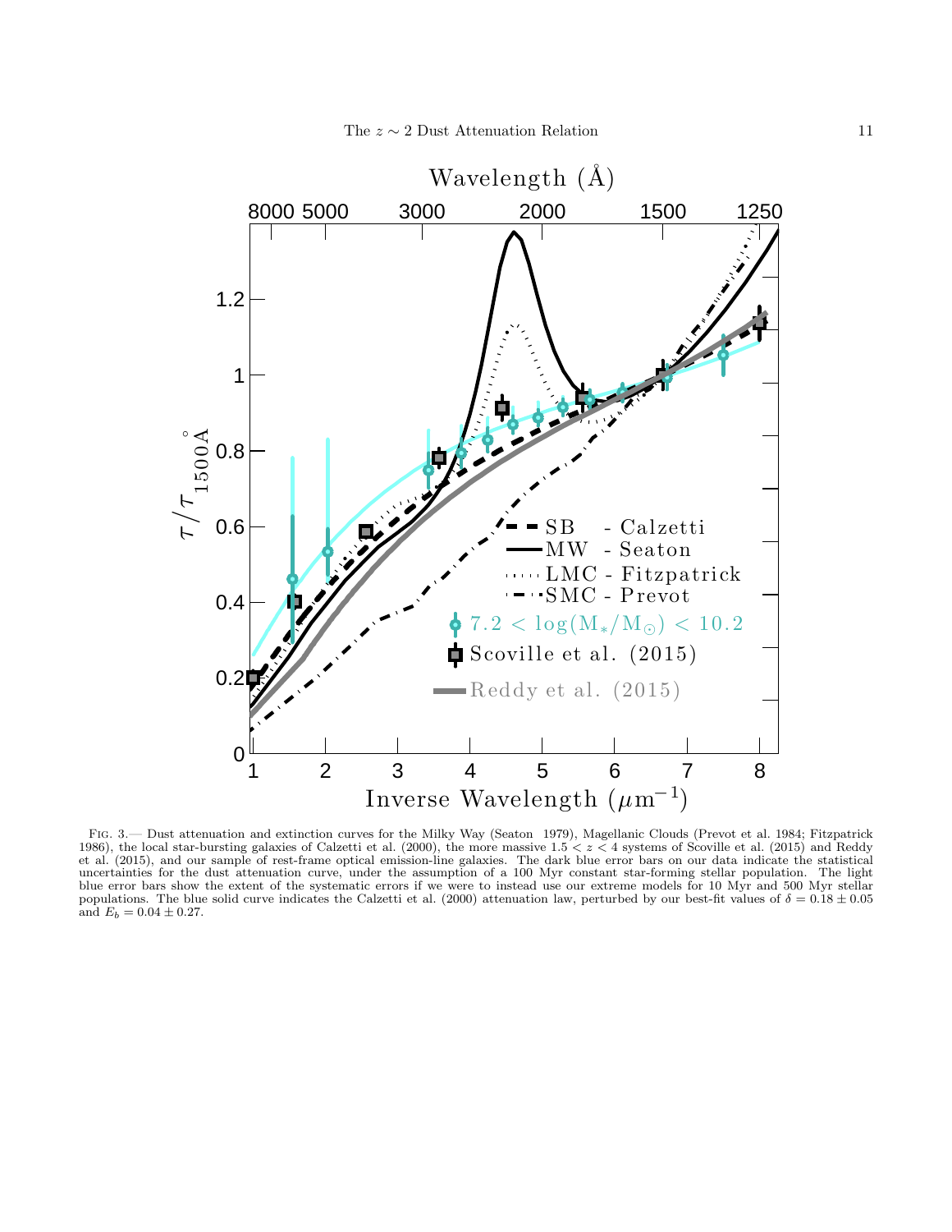Fig. 3.— Dust attenuation and extinction curves for the Milky Way (Seaton 1979), Magellanic Clouds (Prevot et al. 1984; Fitzpatrick 1986), the local star-bursting galaxies of Calzetti et al. (2000), the more massive $1.5 < z < 4$ systems of Scoville et al. (2015) and Reddy et al. (2015), and our sample of rest-frame optical emission-line galaxies. The dark blue error bars on our data indicate the statistical uncertainties for the dust attenuation curve, under the assumption of a 100 Myr constant star-forming stellar population. The light blue error bars show the extent of the systematic errors if we were to instead use our extreme models for 10 Myr and 500 Myr stellar populations. The blue solid curve indicates the Calzetti et al. (2000) attenuation law, perturbed by our best-fit values of $\delta = 0.18 \pm 0.05$ and $E_b = 0.04 \pm 0.27$.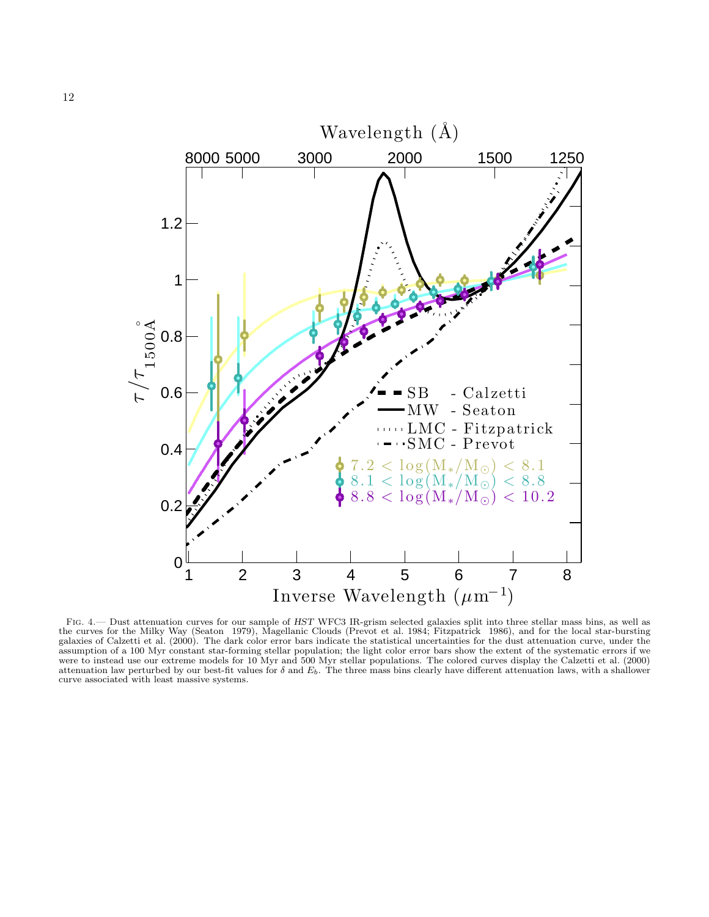Fig. 4.— Dust attenuation curves for our sample of *HST* WFC3 IR-grism selected galaxies split into three stellar mass bins, as well as the curves for the Milky Way (Seaton 1979), Magellanic Clouds (Prevot et al. 1984; Fitzpatrick 1986), and for the local star-bursting galaxies of Calzetti et al. (2000). The dark color error bars indicate the statistical uncertainties for the dust attenuation curve, under the assumption of a 100 Myr constant star-forming stellar population; the light color error bars show the extent of the systematic errors if we were to instead use our extreme models for 10 Myr and 500 Myr stellar populations. The colored curves display the Calzetti et al. (2000) attenuation law perturbed by our best-fit values for $\delta$ and $E_b$. The three mass bins clearly have different attenuation laws, with a shallower curve associated with least massive systems.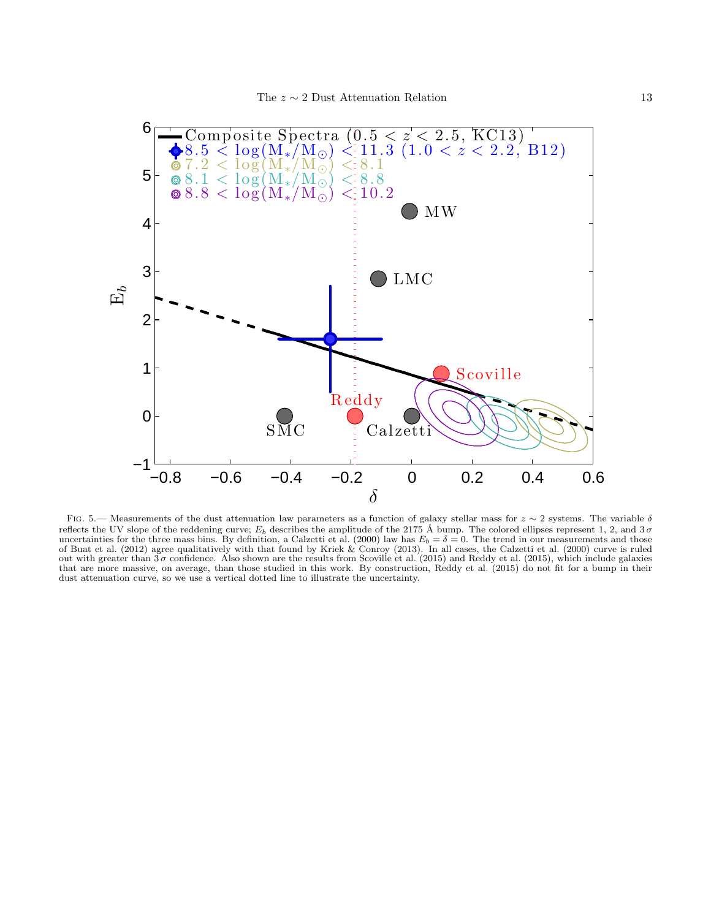FIG. 5.— Measurements of the dust attenuation law parameters as a function of galaxy stellar mass for $z \sim 2$ systems. The variable $\delta$ reflects the UV slope of the reddening curve; $E_b$ describes the amplitude of the 2175 Å bump. The colored ellipses represent 1, 2, and $3\,\sigma$ uncertainties for the three mass bins. By definition, a Calzetti et al. (2000) law has $E_b = \delta = 0$. The trend in our measurements and those of Buat et al. (2012) agree qualitatively with that found by Kriek & Conroy (2013). In all cases, the Calzetti et al. (2000) curve is ruled out with greater than $3\,\sigma$ confidence. Also shown are the results from Scoville et al. (2015) and Reddy et al. (2015), which include galaxies that are more massive, on average, than those studied in this work. By construction, Reddy et al. (2015) do not fit for a bump in their dust attenuation curve, so we use a vertical dotted line to illustrate the uncertainty.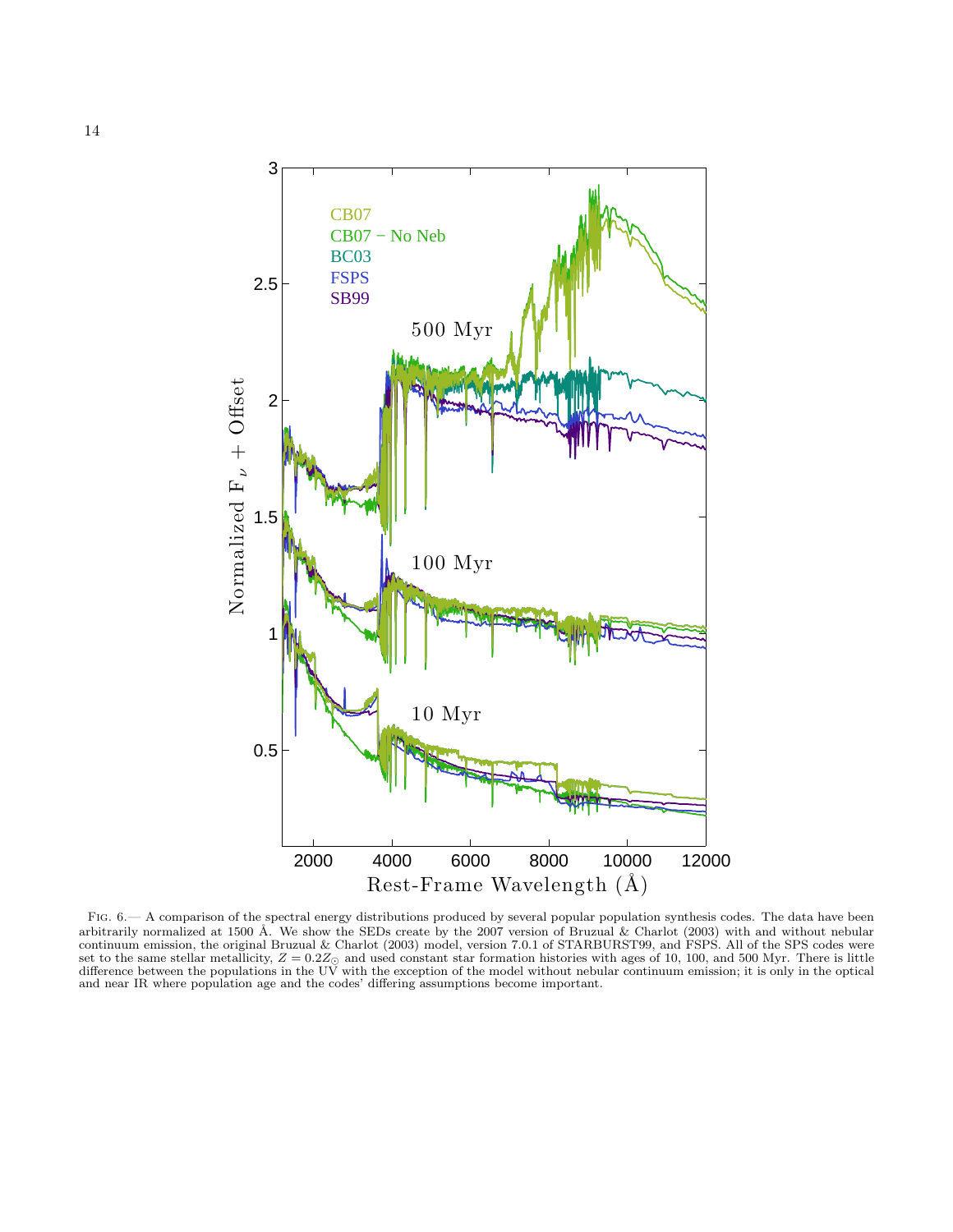3

2.5

2

1.5

1

0.5

2000 4000 6000 8000 10000 12000

Normalized $F_\nu$ + Offset

Rest-Frame Wavelength (Å)

CB07

CB07 − No Neb

BC03

FSPS

SB99

500 Myr

100 Myr

10 Myr

FIG. 6.— A comparison of the spectral energy distributions produced by several popular population synthesis codes. The data have been arbitrarily normalized at 1500 Å. We show the SEDs create by the 2007 version of Bruzual & Charlot (2003) with and without nebular continuum emission, the original Bruzual & Charlot (2003) model, version 7.0.1 of STARBURST99, and FSPS. All of the SPS codes were set to the same stellar metallicity, $Z = 0.2Z_{\odot}$ and used constant star formation histories with ages of 10, 100, and 500 Myr. There is little difference between the populations in the UV with the exception of the model without nebular continuum emission; it is only in the optical and near IR where population age and the codes' differing assumptions become important.